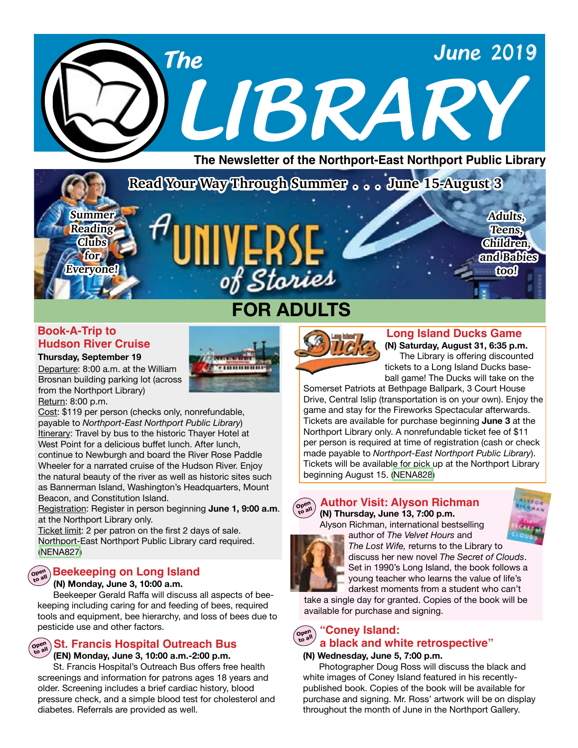# The LIBRARY

June 2019

**The Newsletter of the Northport-East Northport Public Library**

**Read Your Way Through Summer . . . June 15-August 3**

Summer Reading Clubs for Everyone!

A UNIVERSE of Stories

Adults, Teens, Children, and Babies too!

## FOR ADULTS

### Book-A-Trip to Hudson River Cruise

**Thursday, September 19**

Departure: 8:00 a.m. at the William Brosnan building parking lot (across from the Northport Library)

Return: 8:00 p.m.

Cost: $119 per person (checks only, nonrefundable, payable to *Northport-East Northport Public Library*)

Itinerary: Travel by bus to the historic Thayer Hotel at West Point for a delicious buffet lunch. After lunch, continue to Newburgh and board the River Rose Paddle Wheeler for a narrated cruise of the Hudson River. Enjoy the natural beauty of the river as well as historic sites such as Bannerman Island, Washington's Headquarters, Mount Beacon, and Constitution Island.

Registration: Register in person beginning **June 1, 9:00 a.m.** at the Northport Library only.

Ticket limit: 2 per patron on the first 2 days of sale. Northport-East Northport Public Library card required. (NENA827)

### Beekeeping on Long Island

Open to all

**(N) Monday, June 3, 10:00 a.m.**

Beekeeper Gerald Raffa will discuss all aspects of beekeeping including caring for and feeding of bees, required tools and equipment, bee hierarchy, and loss of bees due to pesticide use and other factors.

### St. Francis Hospital Outreach Bus

Open to all

**(EN) Monday, June 3, 10:00 a.m.-2:00 p.m.**

St. Francis Hospital's Outreach Bus offers free health screenings and information for patrons ages 18 years and older. Screening includes a brief cardiac history, blood pressure check, and a simple blood test for cholesterol and diabetes. Referrals are provided as well.

### Long Island Ducks Game

**(N) Saturday, August 31, 6:35 p.m.**

The Library is offering discounted tickets to a Long Island Ducks baseball game! The Ducks will take on the Somerset Patriots at Bethpage Ballpark, 3 Court House Drive, Central Islip (transportation is on your own). Enjoy the game and stay for the Fireworks Spectacular afterwards. Tickets are available for purchase beginning **June 3** at the Northport Library only. A nonrefundable ticket fee of $11 per person is required at time of registration (cash or check made payable to *Northport-East Northport Public Library*). Tickets will be available for pick up at the Northport Library beginning August 15. (NENA828)

### Author Visit: Alyson Richman

Open to all

**(N) Thursday, June 13, 7:00 p.m.**

Alyson Richman, international bestselling author of *The Velvet Hours* and *The Lost Wife,* returns to the Library to discuss her new novel *The Secret of Clouds*. Set in 1990's Long Island, the book follows a young teacher who learns the value of life's darkest moments from a student who can't take a single day for granted. Copies of the book will be available for purchase and signing.

### "Coney Island: a black and white retrospective"

Open to all

**(N) Wednesday, June 5, 7:00 p.m.**

Photographer Doug Ross will discuss the black and white images of Coney Island featured in his recently-published book. Copies of the book will be available for purchase and signing. Mr. Ross' artwork will be on display throughout the month of June in the Northport Gallery.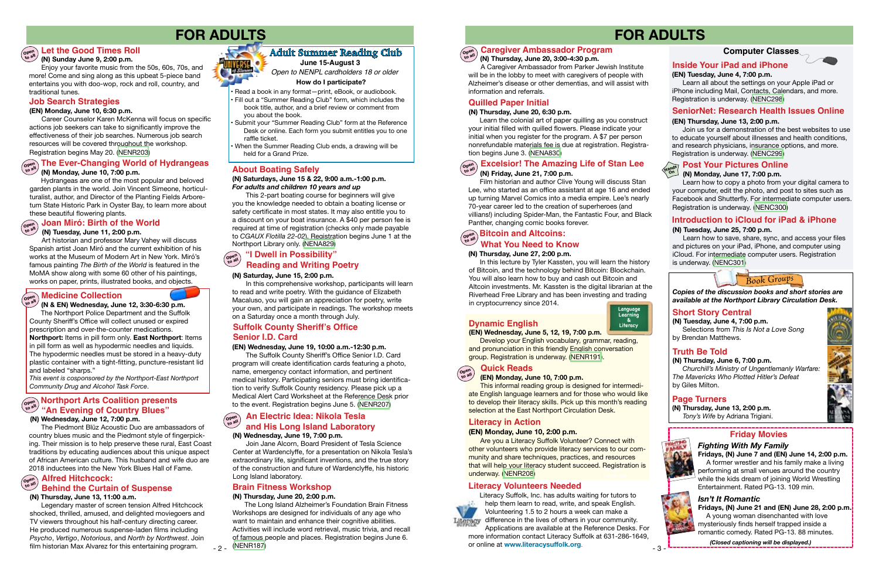# FOR ADULTS

### Let the Good Times Roll

**(N) Sunday June 9, 2:00 p.m.**

Enjoy your favorite music from the 50s, 60s, 70s, and more! Come and sing along as this upbeat 5-piece band entertains you with doo-wop, rock and roll, country, and traditional tunes.

### Job Search Strategies

**(EN) Monday, June 10, 6:30 p.m.**

Career Counselor Karen McKenna will focus on specific actions job seekers can take to significantly improve the effectiveness of their job searches. Numerous job search resources will be covered throughout the workshop. Registration begins May 20. (NENR203)

### The Ever-Changing World of Hydrangeas

**(N) Monday, June 10, 7:00 p.m.**

Hydrangeas are one of the most popular and beloved garden plants in the world. Join Vincent Simeone, horticulturalist, author, and Director of the Planting Fields Arboretum State Historic Park in Oyster Bay, to learn more about these beautiful flowering plants.

### Joan Miró: Birth of the World

**(N) Tuesday, June 11, 2:00 p.m.**

Art historian and professor Mary Vahey will discuss Spanish artist Joan Miró and the current exhibition of his works at the Museum of Modern Art in New York. Miró's famous painting *The Birth of the World* is featured in the MoMA show along with some 60 other of his paintings, works on paper, prints, illustrated books, and objects.

### Medicine Collection

**(N & EN) Wednesday, June 12, 3:30-6:30 p.m.**

The Northport Police Department and the Suffolk County Sheriff's Office will collect unused or expired prescription and over-the-counter medications. **Northport:** Items in pill form only. **East Northport**: Items in pill form as well as hypodermic needles and liquids. The hypodermic needles must be stored in a heavy-duty plastic container with a tight-fitting, puncture-resistant lid and labeled "sharps."

*This event is cosponsored by the Northport-East Northport Community Drug and Alcohol Task Force.*

### Northport Arts Coalition presents "An Evening of Country Blues"

**(N) Wednesday, June 12, 7:00 p.m.**

The Piedmont Blūz Acoustic Duo are ambassadors of country blues music and the Piedmont style of fingerpicking. Their mission is to help preserve these rural, East Coast traditions by educating audiences about this unique aspect of African American culture. This husband and wife duo are 2018 inductees into the New York Blues Hall of Fame.

### Alfred Hitchcock: Behind the Curtain of Suspense

**(N) Thursday, June 13, 11:00 a.m.**

Legendary master of screen tension Alfred Hitchcock shocked, thrilled, amused, and delighted moviegoers and TV viewers throughout his half-century directing career. He produced numerous suspense-laden films including *Psycho*, *Vertigo*, *Notorious*, and *North by Northwest*. Join film historian Max Alvarez for this entertaining program.

## Adult Summer Reading Club

**June 15-August 3**

*Open to NENPL cardholders 18 or older*

**How do I participate?**

- Read a book in any format—print, eBook, or audiobook.
- Fill out a "Summer Reading Club" form, which includes the book title, author, and a brief review or comment from you about the book.
- Submit your "Summer Reading Club" form at the Reference Desk or online. Each form you submit entitles you to one raffle ticket.
- When the Summer Reading Club ends, a drawing will be held for a Grand Prize.

### About Boating Safely

**(N) Saturdays, June 15 & 22, 9:00 a.m.-1:00 p.m.**

***For adults and children 10 years and up***

This 2-part boating course for beginners will give you the knowledge needed to obtain a boating license or safety certificate in most states. It may also entitle you to a discount on your boat insurance. A $40 per person fee is required at time of registration (checks only made payable to *CGAUX Flotilla 22-02*). Registration begins June 1 at the Northport Library only. (NENA829)

### "I Dwell in Possibility" Reading and Writing Poetry

**(N) Saturday, June 15, 2:00 p.m.**

In this comprehensive workshop, participants will learn to read and write poetry. With the guidance of Elizabeth Macaluso, you will gain an appreciation for poetry, write your own, and participate in readings. The workshop meets on a Saturday once a month through July.

### Suffolk County Sheriff's Office Senior I.D. Card

**(EN) Wednesday, June 19, 10:00 a.m.-12:30 p.m.**

The Suffolk County Sheriff's Office Senior I.D. Card program will create identification cards featuring a photo, name, emergency contact information, and pertinent medical history. Participating seniors must bring identification to verify Suffolk County residency. Please pick up a Medical Alert Card Worksheet at the Reference Desk prior to the event. Registration begins June 5. (NENR207)

### An Electric Idea: Nikola Tesla and His Long Island Laboratory

**(N) Wednesday, June 19, 7:00 p.m.**

Join Jane Alcorn, Board President of Tesla Science Center at Wardencylffe, for a presentation on Nikola Tesla's extraordinary life, significant inventions, and the true story of the construction and future of Wardenclyffe, his historic Long Island laboratory.

### Brain Fitness Workshop

**(N) Thursday, June 20, 2:00 p.m.**

The Long Island Alzheimer's Foundation Brain Fitness Workshops are designed for individuals of any age who want to maintain and enhance their cognitive abilities. Activities will include word retrieval, music trivia, and recall of famous people and places. Registration begins June 6. (NENR187)

### Caregiver Ambassador Program

**(N) Thursday, June 20, 3:00-4:30 p.m.**

A Caregiver Ambassador from Parker Jewish Institute will be in the lobby to meet with caregivers of people with Alzheimer's disease or other dementias, and will assist with information and referrals.

### Quilled Paper Initial

**(N) Thursday, June 20, 6:30 p.m.**

Learn the colonial art of paper quilling as you construct your initial filled with quilled flowers. Please indicate your initial when you register for the program. A $7 per person nonrefundable materials fee is due at registration. Registration begins June 3. (NENA830)

### Excelsior! The Amazing Life of Stan Lee

**(N) Friday, June 21, 7:00 p.m.**

Film historian and author Clive Young will discuss Stan Lee, who started as an office assistant at age 16 and ended up turning Marvel Comics into a media empire. Lee's nearly 70-year career led to the creation of superheroes (and villians!) including Spider-Man, the Fantastic Four, and Black Panther, changing comic books forever.

### Bitcoin and Altcoins: What You Need to Know

**(N) Thursday, June 27, 2:00 p.m.**

In this lecture by Tyler Kassten, you will learn the history of Bitcoin, and the technology behind Bitcoin: Blockchain. You will also learn how to buy and cash out Bitcoin and Altcoin investments. Mr. Kassten is the digital librarian at the Riverhead Free Library and has been investing and trading in cryptocurrency since 2014.

### Dynamic English

**(EN) Wednesday, June 5, 12, 19, 7:00 p.m.**

Develop your English vocabulary, grammar, reading, and pronunciation in this friendly English conversation group. Registration is underway. (NENR191)

### Quick Reads

**(EN) Monday, June 10, 7:00 p.m.**

This informal reading group is designed for intermediate English language learners and for those who would like to develop their literacy skills. Pick up this month's reading selection at the East Northport Circulation Desk.

### Literacy in Action

**(EN) Monday, June 10, 2:00 p.m.**

Are you a Literacy Suffolk Volunteer? Connect with other volunteers who provide literacy services to our community and share techniques, practices, and resources that will help your literacy student succeed. Registration is underway. (NENR208)

### Literacy Volunteers Needed

Literacy Suffolk, Inc. has adults waiting for tutors to help them learn to read, write, and speak English. Volunteering 1.5 to 2 hours a week can make a difference in the lives of others in your community. Applications are available at the Reference Desks. For more information contact Literacy Suffolk at 631-286-1649, or online at **www.literacysuffolk.org**.

## Computer Classes

### Inside Your iPad and iPhone

**(EN) Tuesday, June 4, 7:00 p.m.**

Learn all about the settings on your Apple iPad or iPhone including Mail, Contacts, Calendars, and more. Registration is underway. (NENC298)

### SeniorNet: Research Health Issues Online

**(EN) Thursday, June 13, 2:00 p.m.**

Join us for a demonstration of the best websites to use to educate yourself about illnesses and health conditions, and research physicians, insurance options, and more. Registration is underway. (NENC299)

### Post Your Pictures Online

**(N) Monday, June 17, 7:00 p.m.**

Learn how to copy a photo from your digital camera to your computer, edit the photo, and post to sites such as Facebook and Shutterfly. For intermediate computer users. Registration is underway. (NENC300)

### Introduction to iCloud for iPad & iPhone

**(N) Tuesday, June 25, 7:00 p.m.**

Learn how to save, share, sync, and access your files and pictures on your iPad, iPhone, and computer using iCloud. For intermediate computer users. Registration is underway. (NENC301)

## Book Groups

***Copies of the discussion books and short stories are available at the Northport Library Circulation Desk.***

### Short Story Central

**(N) Tuesday, June 4, 7:00 p.m.**

Selections from *This Is Not a Love Song* by Brendan Matthews.

### Truth Be Told

**(N) Thursday, June 6, 7:00 p.m.**

*Churchill's Ministry of Ungentlemanly Warfare: The Mavericks Who Plotted Hitler's Defeat* by Giles Milton.

### Page Turners

**(N) Thursday, June 13, 2:00 p.m.**

*Tony's Wife* by Adriana Trigiani.

## Friday Movies

### *Fighting With My Family*

**Fridays, (N) June 7 and (EN) June 14, 2:00 p.m.**

A former wrestler and his family make a living performing at small venues around the country while the kids dream of joining World Wrestling Entertainment. Rated PG-13. 109 min.

### *Isn't It Romantic*

**Fridays, (N) June 21 and (EN) June 28, 2:00 p.m.**

A young woman disenchanted with love mysteriously finds herself trapped inside a romantic comedy. Rated PG-13. 88 minutes.

*(Closed captioning will be displayed.)*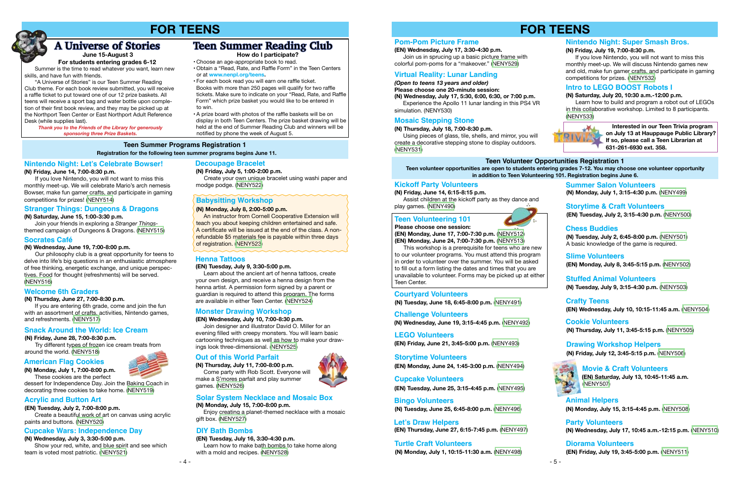# FOR TEENS

## A Universe of Stories

**June 15-August 3**

**For students entering grades 6-12**

Summer is the time to read whatever you want, learn new skills, and have fun with friends.

"A Universe of Stories" is our Teen Summer Reading Club theme. For each book review submitted, you will receive a raffle ticket to put toward one of our 12 prize baskets. All teens will receive a sport bag and water bottle upon completion of their first book review, and they may be picked up at the Northport Teen Center or East Northport Adult Reference Desk (while supplies last).

*Thank you to the Friends of the Library for generously sponsoring three Prize Baskets.*

## Teen Summer Reading Club

**How do I participate?**

- Choose an age-appropriate book to read.
- Obtain a "Read, Rate, and Raffle Form" in the Teen Centers or at **www.nenpl.org/teens.**
- For each book read you will earn one raffle ticket. Books with more than 250 pages will qualify for two raffle tickets. Make sure to indicate on your "Read, Rate, and Raffle Form" which prize basket you would like to be entered in to win.
- A prize board with photos of the raffle baskets will be on display in both Teen Centers. The prize basket drawing will be held at the end of Summer Reading Club and winners will be notified by phone the week of August 5.

## Teen Summer Programs Registration 1

**Registration for the following teen summer programs begins June 11.**

### Nintendo Night: Let's Celebrate Bowser!

**(N) Friday, June 14, 7:00-8:30 p.m.**

If you love Nintendo, you will not want to miss this monthly meet-up. We will celebrate Mario's arch nemesis Bowser, make fun gamer crafts, and participate in gaming competitions for prizes! (NENY514)

### Stranger Things: Dungeons & Dragons

**(N) Saturday, June 15, 1:00-3:30 p.m.**

Join your friends in exploring a *Stranger Things*-themed campaign of Dungeons & Dragons. (NENY515)

### Socrates Café

**(N) Wednesday, June 19, 7:00-8:00 p.m.**

Our philosophy club is a great opportunity for teens to delve into life's big questions in an enthusiastic atmosphere of free thinking, energetic exchange, and unique perspectives. Food for thought (refreshments) will be served. (NENY516)

### Welcome 6th Graders

**(N) Thursday, June 27, 7:00-8:30 p.m.**

If you are entering 6th grade, come and join the fun with an assortment of crafts, activities, Nintendo games, and refreshments. (NENY517)

### Snack Around the World: Ice Cream

**(N) Friday, June 28, 7:00-8:30 p.m.**

Try different types of frozen ice cream treats from around the world. (NENY518)

### American Flag Cookies

**(N) Monday, July 1, 7:00-8:00 p.m.**

These cookies are the perfect dessert for Independence Day. Join the Baking Coach in decorating three cookies to take home. (NENY519)

### Acrylic and Button Art

**(EN) Tuesday, July 2, 7:00-8:00 p.m.**

Create a beautiful work of art on canvas using acrylic paints and buttons. (NENY520)

### Cupcake Wars: Independence Day

**(N) Wednesday, July 3, 3:30-5:00 p.m.**

Show your red, white, and blue spirit and see which team is voted most patriotic. (NENY521)

### Decoupage Bracelet

**(N) Friday, July 5, 1:00-2:00 p.m.**

Create your own unique bracelet using washi paper and modge podge. (NENY522)

### Babysitting Workshop

**(N) Monday, July 8, 2:00-5:00 p.m.**

An instructor from Cornell Cooperative Extension will teach you about keeping children entertained and safe. A certificate will be issued at the end of the class. A non-refundable $5 materials fee is payable within three days of registration. (NENY523)

### Henna Tattoos

**(EN) Tuesday, July 9, 3:30-5:00 p.m.**

Learn about the ancient art of henna tattoos, create your own design, and receive a henna design from the henna artist. A permission form signed by a parent or guardian is required to attend this program. The forms are available in either Teen Center. (NENY524)

### Monster Drawing Workshop

**(EN) Wednesday, July 10, 7:00-8:30 p.m.**

Join designer and illustrator David O. Miller for an evening filled with creepy monsters. You will learn basic cartooning techniques as well as how to make your drawings look three-dimensional. (NENY525)

### Out of this World Parfait

**(N) Thursday, July 11, 7:00-8:00 p.m.**

Come party with Rob Scott. Everyone will make a S'mores parfait and play summer games. (NENY526)

### Solar System Necklace and Mosaic Box

**(N) Monday, July 15, 7:00-8:00 p.m.**

Enjoy creating a planet-themed necklace with a mosaic gift box. (NENY527)

### DIY Bath Bombs

**(EN) Tuesday, July 16, 3:30-4:30 p.m.**

Learn how to make bath bombs to take home along with a mold and recipes. (NENY528)

# FOR TEENS

### Pom-Pom Picture Frame

**(EN) Wednesday, July 17, 3:30-4:30 p.m.**

Join us in sprucing up a basic picture frame with colorful pom-poms for a "makeover." (NENY529)

### Virtual Reality: Lunar Landing

***(Open to teens 13 years and older)***

**Please choose one 20-minute session:**

**(N) Wednesday, July 17, 5:30, 6:00, 6:30, or 7:00 p.m.**

Experience the Apollo 11 lunar landing in this PS4 VR simulation. (NENY530)

### Mosaic Stepping Stone

**(N) Thursday, July 18, 7:00-8:30 p.m.**

Using pieces of glass, tile, shells, and mirror, you will create a decorative stepping stone to display outdoors. (NENY531)

### Nintendo Night: Super Smash Bros.

**(N) Friday, July 19, 7:00-8:30 p.m.**

If you love Nintendo, you will not want to miss this monthly meet-up. We will discuss Nintendo games new and old, make fun gamer crafts, and participate in gaming competitions for prizes. (NENY532)

### Intro to LEGO BOOST Robots I

**(N) Saturday, July 20, 10:30 a.m.-12:00 p.m.**

Learn how to build and program a robot out of LEGOs in this collaborative workshop. Limited to 8 participants. (NENY533)

**Interested in our Teen Trivia program on July 13 at Hauppauge Public Library? If so, please call a Teen Librarian at 631-261-6930 ext. 358.**

## Teen Volunteer Opportunities Registration 1

**Teen volunteer opportunities are open to students entering grades 7-12. You may choose one volunteer opportunity in addition to Teen Volunteering 101. Registration begins June 6.**

### Kickoff Party Volunteers

**(N) Friday, June 14, 6:15-8:15 p.m.**

Assist children at the kickoff party as they dance and play games. (NENY490)

### Teen Volunteering 101

**Please choose one session:**

**(EN) Monday, June 17, 7:00-7:30 p.m. (NENY512)**

**(EN) Monday, June 24, 7:00-7:30 p.m. (NENY513)**

This workshop is a prerequisite for teens who are new to our volunteer programs. You must attend this program in order to volunteer over the summer. You will be asked to fill out a form listing the dates and times that you are unavailable to volunteer. Forms may be picked up at either Teen Center.

### Courtyard Volunteers

**(N) Tuesday, June 18, 6:45-8:00 p.m.** (NENY491)

### Challenge Volunteers

**(N) Wednesday, June 19, 3:15-4:45 p.m.** (NENY492)

### LEGO Volunteers

**(EN) Friday, June 21, 3:45-5:00 p.m.** (NENY493)

### Storytime Volunteers

**(EN) Monday, June 24, 1:45-3:00 p.m.** (NENY494)

### Cupcake Volunteers

**(EN) Tuesday, June 25, 3:15-4:45 p.m.** (NENY495)

### Bingo Volunteers

**(N) Tuesday, June 25, 6:45-8:00 p.m.** (NENY496)

### Let's Draw Helpers

**(EN) Thursday, June 27, 6:15-7:45 p.m.** (NENY497)

### Turtle Craft Volunteers

**(N) Monday, July 1, 10:15-11:30 a.m.** (NENY498)

### Summer Salon Volunteers

**(N) Monday, July 1, 3:15-4:30 p.m.** (NENY499)

### Storytime & Craft Volunteers

**(EN) Tuesday, July 2, 3:15-4:30 p.m.** (NENY500)

### Chess Buddies

**(N) Tuesday, July 2, 6:45-8:00 p.m.** (NENY501)

A basic knowledge of the game is required.

### Slime Volunteers

**(EN) Monday, July 8, 3:45-5:15 p.m.** (NENY502)

### Stuffed Animal Volunteers

**(N) Tuesday, July 9, 3:15-4:30 p.m.** (NENY503)

### Crafty Teens

**(EN) Wednesday, July 10, 10:15-11:45 a.m.** (NENY504)

### Cookie Volunteers

**(N) Thursday, July 11, 3:45-5:15 p.m.** (NENY505)

### Drawing Workshop Helpers

**(N) Friday, July 12, 3:45-5:15 p.m.** (NENY506)

### Movie & Craft Volunteers

**(EN) Saturday, July 13, 10:45-11:45 a.m.** (NENY507)

### Animal Helpers

**(N) Monday, July 15, 3:15-4:45 p.m.** (NENY508)

### Party Volunteers

**(N) Wednesday, July 17, 10:45 a.m.-12:15 p.m.** (NENY510)

### Diorama Volunteers

**(EN) Friday, July 19, 3:45-5:00 p.m.** (NENY511)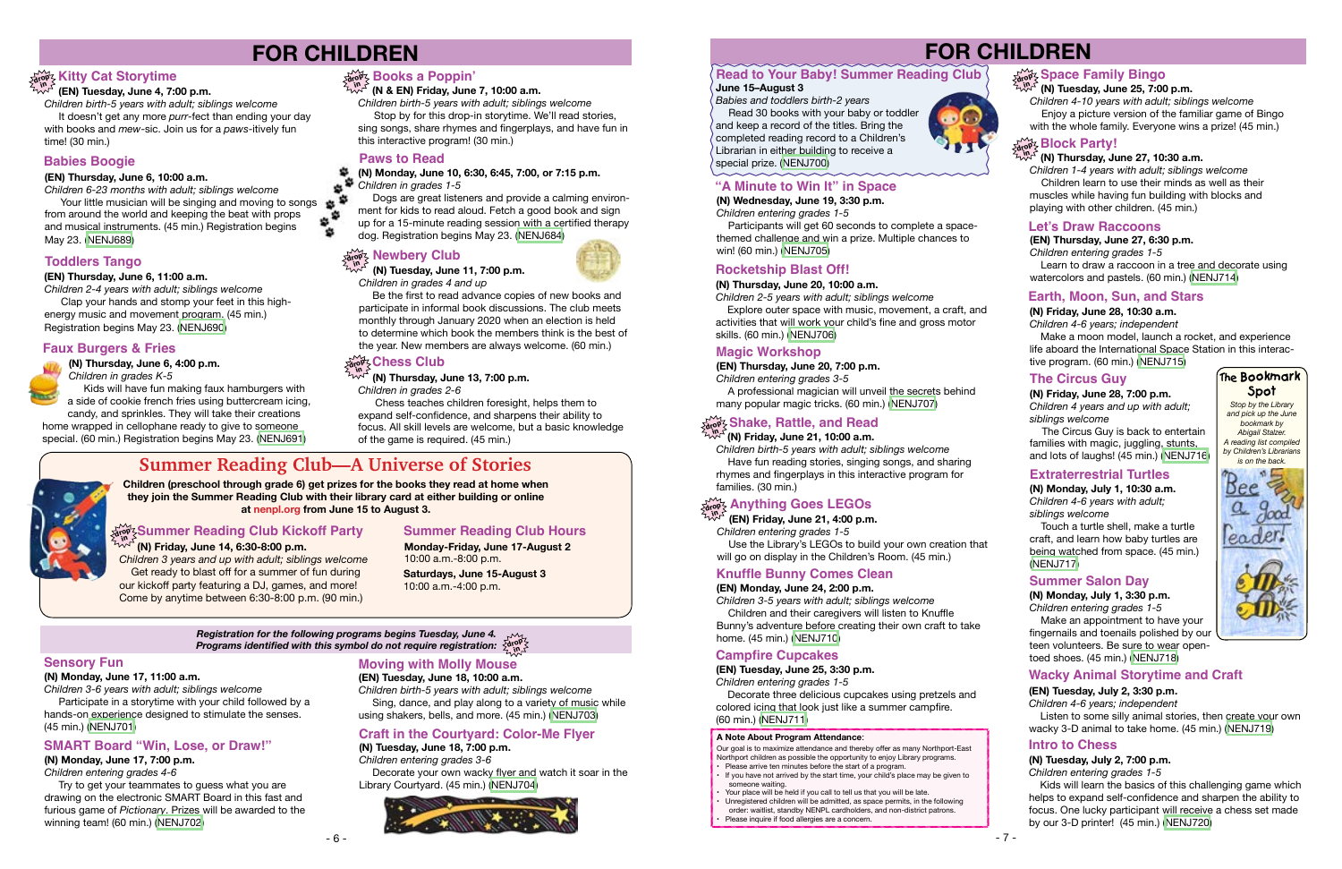# FOR CHILDREN

### Kitty Cat Storytime

**(EN) Tuesday, June 4, 7:00 p.m.**
*Children birth-5 years with adult; siblings welcome*
It doesn't get any more *purr*-fect than ending your day with books and *mew*-sic. Join us for a *paws*-itively fun time! (30 min.)

### Babies Boogie

**(EN) Thursday, June 6, 10:00 a.m.**
*Children 6-23 months with adult; siblings welcome*
Your little musician will be singing and moving to songs from around the world and keeping the beat with props and musical instruments. (45 min.) Registration begins May 23. (NENJ689)

### Toddlers Tango

**(EN) Thursday, June 6, 11:00 a.m.**
*Children 2-4 years with adult; siblings welcome*
Clap your hands and stomp your feet in this high-energy music and movement program. (45 min.) Registration begins May 23. (NENJ690)

### Faux Burgers & Fries

**(N) Thursday, June 6, 4:00 p.m.**
*Children in grades K-5*
Kids will have fun making faux hamburgers with a side of cookie french fries using buttercream icing, candy, and sprinkles. They will take their creations home wrapped in cellophane ready to give to someone special. (60 min.) Registration begins May 23. (NENJ691)

### Books a Poppin'

**(N & EN) Friday, June 7, 10:00 a.m.**
*Children birth-5 years with adult; siblings welcome*
Stop by for this drop-in storytime. We'll read stories, sing songs, share rhymes and fingerplays, and have fun in this interactive program! (30 min.)

### Paws to Read

**(N) Monday, June 10, 6:30, 6:45, 7:00, or 7:15 p.m.**
*Children in grades 1-5*
Dogs are great listeners and provide a calming environment for kids to read aloud. Fetch a good book and sign up for a 15-minute reading session with a certified therapy dog. Registration begins May 23. (NENJ684)

### Newbery Club

**(N) Tuesday, June 11, 7:00 p.m.**
*Children in grades 4 and up*
Be the first to read advance copies of new books and participate in informal book discussions. The club meets monthly through January 2020 when an election is held to determine which book the members think is the best of the year. New members are always welcome. (60 min.)

### Chess Club

**(N) Thursday, June 13, 7:00 p.m.**
*Children in grades 2-6*
Chess teaches children foresight, helps them to expand self-confidence, and sharpens their ability to focus. All skill levels are welcome, but a basic knowledge of the game is required. (45 min.)

## Summer Reading Club—A Universe of Stories

**Children (preschool through grade 6) get prizes for the books they read at home when they join the Summer Reading Club with their library card at either building or online at nenpl.org from June 15 to August 3.**

### Summer Reading Club Kickoff Party

**(N) Friday, June 14, 6:30-8:00 p.m.**
*Children 3 years and up with adult; siblings welcome*
Get ready to blast off for a summer of fun during our kickoff party featuring a DJ, games, and more! Come by anytime between 6:30-8:00 p.m. (90 min.)

### Summer Reading Club Hours

**Monday-Friday, June 17-August 2**
10:00 a.m.-8:00 p.m.

**Saturdays, June 15-August 3**
10:00 a.m.-4:00 p.m.

***Registration for the following programs begins Tuesday, June 4. Programs identified with this symbol do not require registration:*** drop in

### Sensory Fun

**(N) Monday, June 17, 11:00 a.m.**
*Children 3-6 years with adult; siblings welcome*
Participate in a storytime with your child followed by a hands-on experience designed to stimulate the senses. (45 min.) (NENJ701)

### SMART Board "Win, Lose, or Draw!"

**(N) Monday, June 17, 7:00 p.m.**
*Children entering grades 4-6*
Try to get your teammates to guess what you are drawing on the electronic SMART Board in this fast and furious game of *Pictionary*. Prizes will be awarded to the winning team! (60 min.) (NENJ702)

### Moving with Molly Mouse

**(EN) Tuesday, June 18, 10:00 a.m.**
*Children birth-5 years with adult; siblings welcome*
Sing, dance, and play along to a variety of music while using shakers, bells, and more. (45 min.) (NENJ703)

### Craft in the Courtyard: Color-Me Flyer

**(N) Tuesday, June 18, 7:00 p.m.**
*Children entering grades 3-6*
Decorate your own wacky flyer and watch it soar in the Library Courtyard. (45 min.) (NENJ704)

### Read to Your Baby! Summer Reading Club

**June 15–August 3**
*Babies and toddlers birth-2 years*
Read 30 books with your baby or toddler and keep a record of the titles. Bring the completed reading record to a Children's Librarian in either building to receive a special prize. (NENJ700)

### "A Minute to Win It" in Space

**(N) Wednesday, June 19, 3:30 p.m.**
*Children entering grades 1-5*
Participants will get 60 seconds to complete a space-themed challenge and win a prize. Multiple chances to win! (60 min.) (NENJ705)

### Rocketship Blast Off!

**(N) Thursday, June 20, 10:00 a.m.**
*Children 2-5 years with adult; siblings welcome*
Explore outer space with music, movement, a craft, and activities that will work your child's fine and gross motor skills. (60 min.) (NENJ706)

### Magic Workshop

**(EN) Thursday, June 20, 7:00 p.m.**
*Children entering grades 3-5*
A professional magician will unveil the secrets behind many popular magic tricks. (60 min.) (NENJ707)

### Shake, Rattle, and Read

**(N) Friday, June 21, 10:00 a.m.**
*Children birth-5 years with adult; siblings welcome*
Have fun reading stories, singing songs, and sharing rhymes and fingerplays in this interactive program for families. (30 min.)

### Anything Goes LEGOs

**(EN) Friday, June 21, 4:00 p.m.**
*Children entering grades 1-5*
Use the Library's LEGOs to build your own creation that will go on display in the Children's Room. (45 min.)

### Knuffle Bunny Comes Clean

**(EN) Monday, June 24, 2:00 p.m.**
*Children 3-5 years with adult; siblings welcome*
Children and their caregivers will listen to Knuffle Bunny's adventure before creating their own craft to take home. (45 min.) (NENJ710)

### Campfire Cupcakes

**(EN) Tuesday, June 25, 3:30 p.m.**
*Children entering grades 1-5*
Decorate three delicious cupcakes using pretzels and colored icing that look just like a summer campfire. (60 min.) (NENJ711)

**A Note About Program Attendance:**
Our goal is to maximize attendance and thereby offer as many Northport-East Northport children as possible the opportunity to enjoy Library programs.
- Please arrive ten minutes before the start of a program.
- If you have not arrived by the start time, your child's place may be given to someone waiting.
- Your place will be held if you call to tell us that you will be late.
- Unregistered children will be admitted, as space permits, in the following order: waitlist, standby NENPL cardholders, and non-district patrons.
- Please inquire if food allergies are a concern.

### Space Family Bingo

**(N) Tuesday, June 25, 7:00 p.m.**
*Children 4-10 years with adult; siblings welcome*
Enjoy a picture version of the familiar game of Bingo with the whole family. Everyone wins a prize! (45 min.)

### Block Party!

**(N) Thursday, June 27, 10:30 a.m.**
*Children 1-4 years with adult; siblings welcome*
Children learn to use their minds as well as their muscles while having fun building with blocks and playing with other children. (45 min.)

### Let's Draw Raccoons

**(EN) Thursday, June 27, 6:30 p.m.**
*Children entering grades 1-5*
Learn to draw a raccoon in a tree and decorate using watercolors and pastels. (60 min.) (NENJ714)

### Earth, Moon, Sun, and Stars

**(N) Friday, June 28, 10:30 a.m.**
*Children 4-6 years; independent*
Make a moon model, launch a rocket, and experience life aboard the International Space Station in this interactive program. (60 min.) (NENJ715)

### The Circus Guy

**(N) Friday, June 28, 7:00 p.m.**
*Children 4 years and up with adult; siblings welcome*
The Circus Guy is back to entertain families with magic, juggling, stunts, and lots of laughs! (45 min.) (NENJ716)

### Extraterrestrial Turtles

**(N) Monday, July 1, 10:30 a.m.**
*Children 4-6 years with adult; siblings welcome*
Touch a turtle shell, make a turtle craft, and learn how baby turtles are being watched from space. (45 min.) (NENJ717)

### Summer Salon Day

**(N) Monday, July 1, 3:30 p.m.**
*Children entering grades 1-5*
Make an appointment to have your fingernails and toenails polished by our teen volunteers. Be sure to wear open-toed shoes. (45 min.) (NENJ718)

### The Bookmark Spot

*Stop by the Library and pick up the June bookmark by Abigail Stalzer. A reading list compiled by Children's Librarians is on the back.*

### Wacky Animal Storytime and Craft

**(EN) Tuesday, July 2, 3:30 p.m.**
*Children 4-6 years; independent*
Listen to some silly animal stories, then create your own wacky 3-D animal to take home. (45 min.) (NENJ719)

### Intro to Chess

**(N) Tuesday, July 2, 7:00 p.m.**
*Children entering grades 1-5*
Kids will learn the basics of this challenging game which helps to expand self-confidence and sharpen the ability to focus. One lucky participant will receive a chess set made by our 3-D printer! (45 min.) (NENJ720)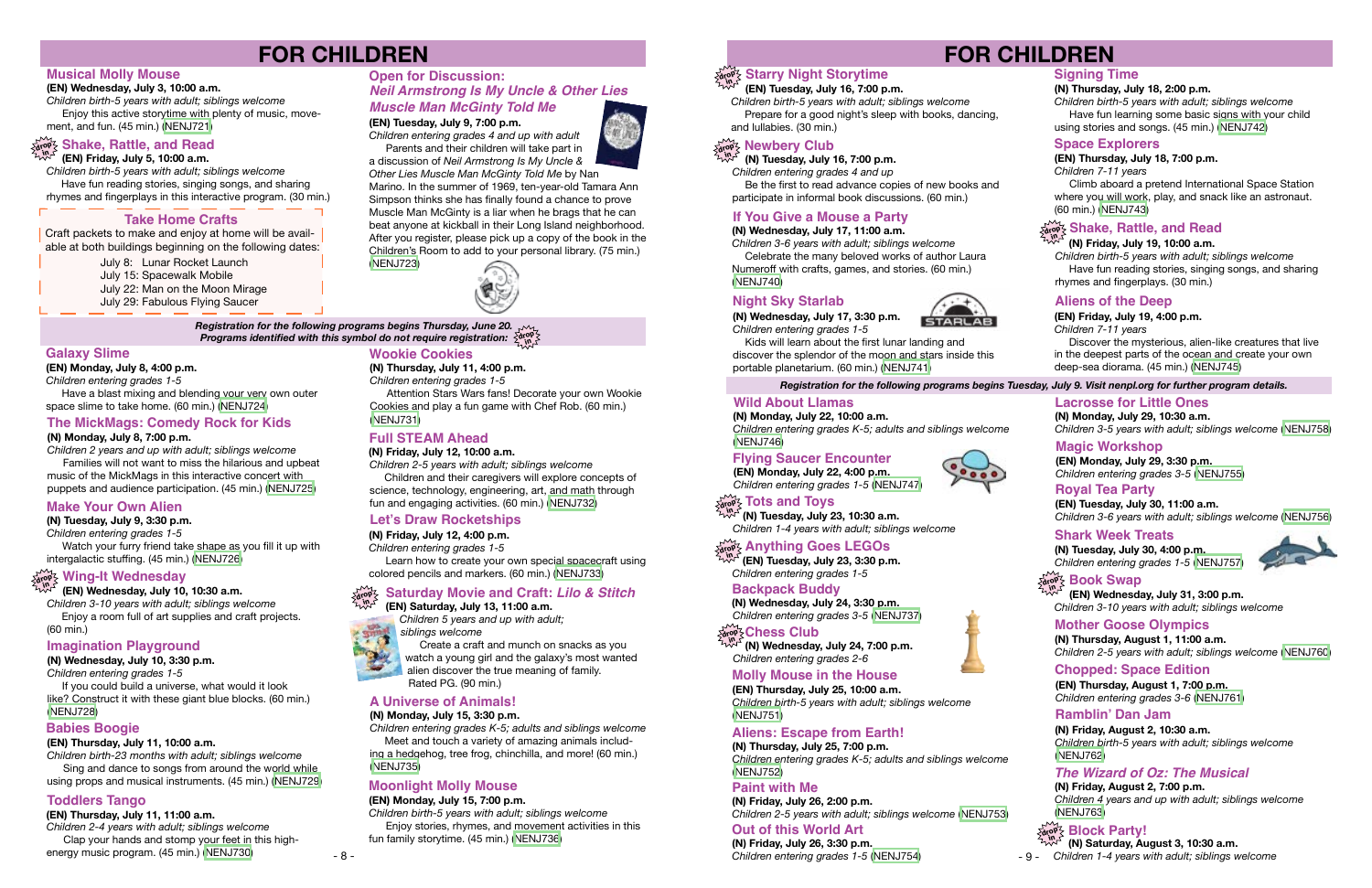# FOR CHILDREN

## Musical Molly Mouse

**(EN) Wednesday, July 3, 10:00 a.m.**
*Children birth-5 years with adult; siblings welcome*
Enjoy this active storytime with plenty of music, movement, and fun. (45 min.) (NENJ721)

## drop in Shake, Rattle, and Read

**(EN) Friday, July 5, 10:00 a.m.**
*Children birth-5 years with adult; siblings welcome*
Have fun reading stories, singing songs, and sharing rhymes and fingerplays in this interactive program. (30 min.)

### Take Home Crafts

Craft packets to make and enjoy at home will be available at both buildings beginning on the following dates:

- July 8: Lunar Rocket Launch
- July 15: Spacewalk Mobile
- July 22: Man on the Moon Mirage
- July 29: Fabulous Flying Saucer

## Open for Discussion: *Neil Armstrong Is My Uncle & Other Lies Muscle Man McGinty Told Me*

**(EN) Tuesday, July 9, 7:00 p.m.**
*Children entering grades 4 and up with adult*
Parents and their children will take part in a discussion of *Neil Armstrong Is My Uncle & Other Lies Muscle Man McGinty Told Me* by Nan Marino. In the summer of 1969, ten-year-old Tamara Ann Simpson thinks she has finally found a chance to prove Muscle Man McGinty is a liar when he brags that he can beat anyone at kickball in their Long Island neighborhood. After you register, please pick up a copy of the book in the Children's Room to add to your personal library. (75 min.) (NENJ723)

**Registration for the following programs begins Thursday, June 20. Programs identified with this symbol do not require registration: drop in**

## Galaxy Slime

**(EN) Monday, July 8, 4:00 p.m.**
*Children entering grades 1-5*
Have a blast mixing and blending your very own outer space slime to take home. (60 min.) (NENJ724)

## The MickMags: Comedy Rock for Kids

**(N) Monday, July 8, 7:00 p.m.**
*Children 2 years and up with adult; siblings welcome*
Families will not want to miss the hilarious and upbeat music of the MickMags in this interactive concert with puppets and audience participation. (45 min.) (NENJ725)

## Make Your Own Alien

**(N) Tuesday, July 9, 3:30 p.m.**
*Children entering grades 1-5*
Watch your furry friend take shape as you fill it up with intergalactic stuffing. (45 min.) (NENJ726)

## drop in Wing-It Wednesday

**(EN) Wednesday, July 10, 10:30 a.m.**
*Children 3-10 years with adult; siblings welcome*
Enjoy a room full of art supplies and craft projects. (60 min.)

## Imagination Playground

**(N) Wednesday, July 10, 3:30 p.m.**
*Children entering grades 1-5*
If you could build a universe, what would it look like? Construct it with these giant blue blocks. (60 min.) (NENJ728)

## Babies Boogie

**(EN) Thursday, July 11, 10:00 a.m.**
*Children birth-23 months with adult; siblings welcome*
Sing and dance to songs from around the world while using props and musical instruments. (45 min.) (NENJ729)

## Toddlers Tango

**(EN) Thursday, July 11, 11:00 a.m.**
*Children 2-4 years with adult; siblings welcome*
Clap your hands and stomp your feet in this high-energy music program. (45 min.) (NENJ730)

## Wookie Cookies

**(N) Thursday, July 11, 4:00 p.m.**
*Children entering grades 1-5*
Attention Stars Wars fans! Decorate your own Wookie Cookies and play a fun game with Chef Rob. (60 min.) (NENJ731)

## Full STEAM Ahead

**(N) Friday, July 12, 10:00 a.m.**
*Children 2-5 years with adult; siblings welcome*
Children and their caregivers will explore concepts of science, technology, engineering, art, and math through fun and engaging activities. (60 min.) (NENJ732)

## Let's Draw Rocketships

**(N) Friday, July 12, 4:00 p.m.**
*Children entering grades 1-5*
Learn how to create your own special spacecraft using colored pencils and markers. (60 min.) (NENJ733)

## drop in Saturday Movie and Craft: *Lilo & Stitch*

**(EN) Saturday, July 13, 11:00 a.m.**
*Children 5 years and up with adult; siblings welcome*
Create a craft and munch on snacks as you watch a young girl and the galaxy's most wanted alien discover the true meaning of family. Rated PG. (90 min.)

## A Universe of Animals!

**(N) Monday, July 15, 3:30 p.m.**
*Children entering grades K-5; adults and siblings welcome*
Meet and touch a variety of amazing animals including a hedgehog, tree frog, chinchilla, and more! (60 min.) (NENJ735)

## Moonlight Molly Mouse

**(EN) Monday, July 15, 7:00 p.m.**
*Children birth-5 years with adult; siblings welcome*
Enjoy stories, rhymes, and movement activities in this fun family storytime. (45 min.) (NENJ736)

# FOR CHILDREN

## drop in Starry Night Storytime

**(EN) Tuesday, July 16, 7:00 p.m.**
*Children birth-5 years with adult; siblings welcome*
Prepare for a good night's sleep with books, dancing, and lullabies. (30 min.)

## drop in Newbery Club

**(N) Tuesday, July 16, 7:00 p.m.**
*Children entering grades 4 and up*
Be the first to read advance copies of new books and participate in informal book discussions. (60 min.)

## If You Give a Mouse a Party

**(N) Wednesday, July 17, 11:00 a.m.**
*Children 3-6 years with adult; siblings welcome*
Celebrate the many beloved works of author Laura Numeroff with crafts, games, and stories. (60 min.) (NENJ740)

## Night Sky Starlab

**(N) Wednesday, July 17, 3:30 p.m.**
*Children entering grades 1-5*
Kids will learn about the first lunar landing and discover the splendor of the moon and stars inside this portable planetarium. (60 min.) (NENJ741)

## Signing Time

**(N) Thursday, July 18, 2:00 p.m.**
*Children birth-5 years with adult; siblings welcome*
Have fun learning some basic signs with your child using stories and songs. (45 min.) (NENJ742)

## Space Explorers

**(EN) Thursday, July 18, 7:00 p.m.**
*Children 7-11 years*
Climb aboard a pretend International Space Station where you will work, play, and snack like an astronaut. (60 min.) (NENJ743)

## drop in Shake, Rattle, and Read

**(N) Friday, July 19, 10:00 a.m.**
*Children birth-5 years with adult; siblings welcome*
Have fun reading stories, singing songs, and sharing rhymes and fingerplays. (30 min.)

## Aliens of the Deep

**(EN) Friday, July 19, 4:00 p.m.**
*Children 7-11 years*
Discover the mysterious, alien-like creatures that live in the deepest parts of the ocean and create your own deep-sea diorama. (45 min.) (NENJ745)

**Registration for the following programs begins Tuesday, July 9. Visit nenpl.org for further program details.**

## Wild About Llamas

**(N) Monday, July 22, 10:00 a.m.**
*Children entering grades K-5; adults and siblings welcome* (NENJ746)

## Flying Saucer Encounter

**(EN) Monday, July 22, 4:00 p.m.**
*Children entering grades 1-5* (NENJ747)

## drop in Tots and Toys

**(N) Tuesday, July 23, 10:30 a.m.**
*Children 1-4 years with adult; siblings welcome*

## drop in Anything Goes LEGOs

**(EN) Tuesday, July 23, 3:30 p.m.**
*Children entering grades 1-5*

## Backpack Buddy

**(N) Wednesday, July 24, 3:30 p.m.**
*Children entering grades 3-5* (NENJ737)

## drop in Chess Club

**(N) Wednesday, July 24, 7:00 p.m.**
*Children entering grades 2-6*

## Molly Mouse in the House

**(EN) Thursday, July 25, 10:00 a.m.**
*Children birth-5 years with adult; siblings welcome* (NENJ751)

## Aliens: Escape from Earth!

**(N) Thursday, July 25, 7:00 p.m.**
*Children entering grades K-5; adults and siblings welcome* (NENJ752)

## Paint with Me

**(N) Friday, July 26, 2:00 p.m.**
*Children 2-5 years with adult; siblings welcome* (NENJ753)

## Out of this World Art

**(N) Friday, July 26, 3:30 p.m.**
*Children entering grades 1-5* (NENJ754)

## Lacrosse for Little Ones

**(N) Monday, July 29, 10:30 a.m.**
*Children 3-5 years with adult; siblings welcome* (NENJ758)

## Magic Workshop

**(EN) Monday, July 29, 3:30 p.m.**
*Children entering grades 3-5* (NENJ755)

## Royal Tea Party

**(EN) Tuesday, July 30, 11:00 a.m.**
*Children 3-6 years with adult; siblings welcome* (NENJ756)

## Shark Week Treats

**(N) Tuesday, July 30, 4:00 p.m.**
*Children entering grades 1-5* (NENJ757)

## drop in Book Swap

**(EN) Wednesday, July 31, 3:00 p.m.**
*Children 3-10 years with adult; siblings welcome*

## Mother Goose Olympics

**(N) Thursday, August 1, 11:00 a.m.**
*Children 2-5 years with adult; siblings welcome* (NENJ760)

## Chopped: Space Edition

**(EN) Thursday, August 1, 7:00 p.m.**
*Children entering grades 3-6* (NENJ761)

## Ramblin' Dan Jam

**(N) Friday, August 2, 10:30 a.m.**
*Children birth-5 years with adult; siblings welcome* (NENJ762)

## *The Wizard of Oz: The Musical*

**(N) Friday, August 2, 7:00 p.m.**
*Children 4 years and up with adult; siblings welcome* (NENJ763)

## drop in Block Party!

**(N) Saturday, August 3, 10:30 a.m.**
*Children 1-4 years with adult; siblings welcome*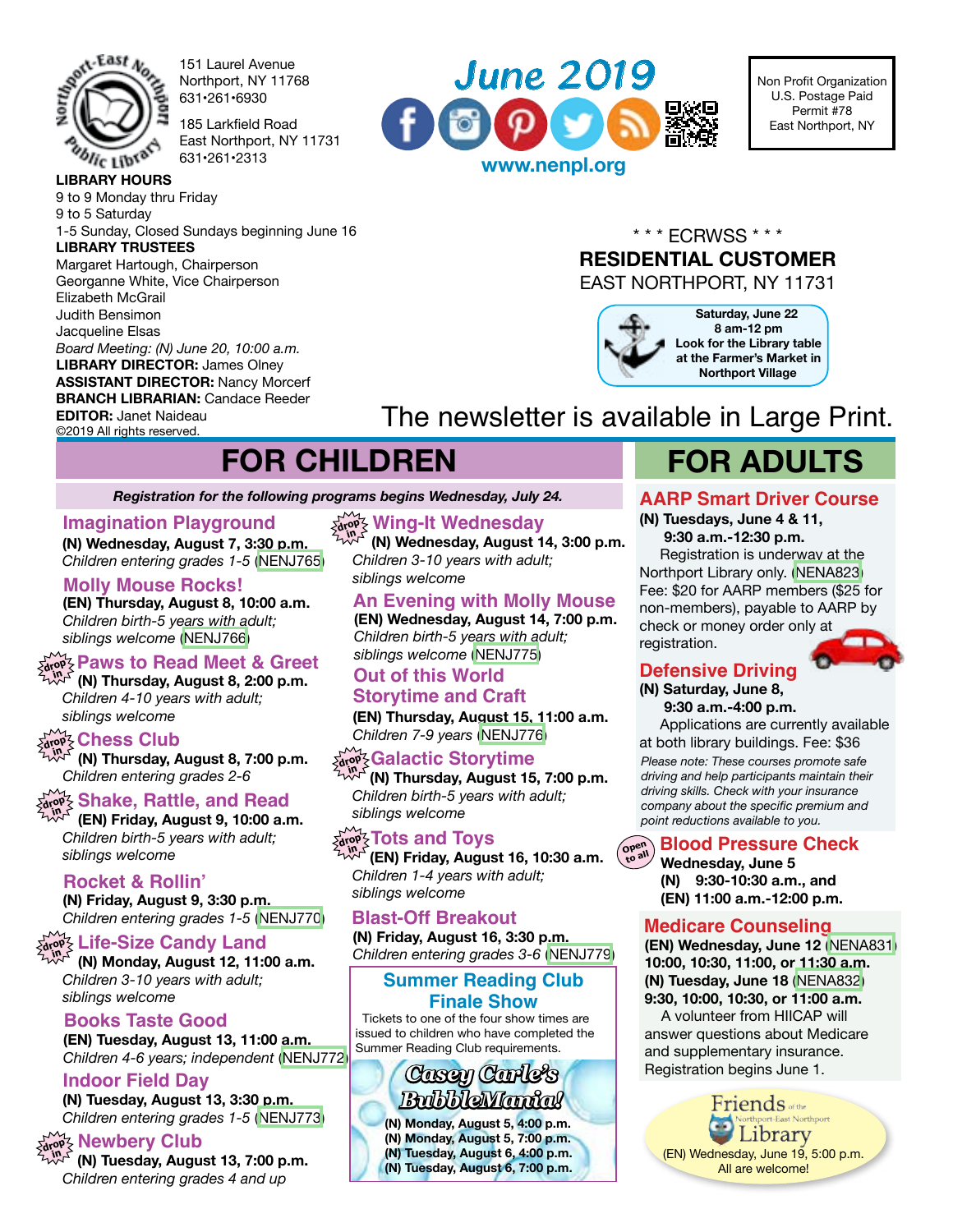Northport-East Northport Public Library

151 Laurel Avenue
Northport, NY 11768
631•261•6930

185 Larkfield Road
East Northport, NY 11731
631•261•2313

# June 2019

www.nenpl.org

Non Profit Organization
U.S. Postage Paid
Permit #78
East Northport, NY

**LIBRARY HOURS**
9 to 9 Monday thru Friday
9 to 5 Saturday
1-5 Sunday, Closed Sundays beginning June 16

**LIBRARY TRUSTEES**
Margaret Hartough, Chairperson
Georganne White, Vice Chairperson
Elizabeth McGrail
Judith Bensimon
Jacqueline Elsas
*Board Meeting: (N) June 20, 10:00 a.m.*

**LIBRARY DIRECTOR:** James Olney
**ASSISTANT DIRECTOR:** Nancy Morcerf
**BRANCH LIBRARIAN:** Candace Reeder
**EDITOR:** Janet Naideau
©2019 All rights reserved.

\* \* \* ECRWSS \* \* \*
**RESIDENTIAL CUSTOMER**
EAST NORTHPORT, NY 11731

**Saturday, June 22**
**8 am-12 pm**
**Look for the Library table at the Farmer's Market in Northport Village**

The newsletter is available in Large Print.

# FOR CHILDREN

***Registration for the following programs begins Wednesday, July 24.***

## Imagination Playground
**(N) Wednesday, August 7, 3:30 p.m.**
*Children entering grades 1-5* (NENJ765)

## Molly Mouse Rocks!
**(EN) Thursday, August 8, 10:00 a.m.**
*Children birth-5 years with adult; siblings welcome* (NENJ766)

## Paws to Read Meet & Greet
drop in
**(N) Thursday, August 8, 2:00 p.m.**
*Children 4-10 years with adult; siblings welcome*

## Chess Club
drop in
**(N) Thursday, August 8, 7:00 p.m.**
*Children entering grades 2-6*

## Shake, Rattle, and Read
drop in
**(EN) Friday, August 9, 10:00 a.m.**
*Children birth-5 years with adult; siblings welcome*

## Rocket & Rollin'
**(N) Friday, August 9, 3:30 p.m.**
*Children entering grades 1-5* (NENJ770)

## Life-Size Candy Land
drop in
**(N) Monday, August 12, 11:00 a.m.**
*Children 3-10 years with adult; siblings welcome*

## Books Taste Good
**(EN) Tuesday, August 13, 11:00 a.m.**
*Children 4-6 years; independent* (NENJ772)

## Indoor Field Day
**(N) Tuesday, August 13, 3:30 p.m.**
*Children entering grades 1-5* (NENJ773)

## Newbery Club
drop in
**(N) Tuesday, August 13, 7:00 p.m.**
*Children entering grades 4 and up*

## Wing-It Wednesday
drop in
**(N) Wednesday, August 14, 3:00 p.m.**
*Children 3-10 years with adult; siblings welcome*

## An Evening with Molly Mouse
**(EN) Wednesday, August 14, 7:00 p.m.**
*Children birth-5 years with adult; siblings welcome* (NENJ775)

## Out of this World Storytime and Craft
**(EN) Thursday, August 15, 11:00 a.m.**
*Children 7-9 years* (NENJ776)

## Galactic Storytime
drop in
**(N) Thursday, August 15, 7:00 p.m.**
*Children birth-5 years with adult; siblings welcome*

## Tots and Toys
drop in
**(EN) Friday, August 16, 10:30 a.m.**
*Children 1-4 years with adult; siblings welcome*

## Blast-Off Breakout
**(N) Friday, August 16, 3:30 p.m.**
*Children entering grades 3-6* (NENJ779)

## Summer Reading Club Finale Show
Tickets to one of the four show times are issued to children who have completed the Summer Reading Club requirements.

**Casey Carle's BubbleMania!**

**(N) Monday, August 5, 4:00 p.m.**
**(N) Monday, August 5, 7:00 p.m.**
**(N) Tuesday, August 6, 4:00 p.m.**
**(N) Tuesday, August 6, 7:00 p.m.**

# FOR ADULTS

## AARP Smart Driver Course
**(N) Tuesdays, June 4 & 11, 9:30 a.m.-12:30 p.m.**
Registration is underway at the Northport Library only. (NENA823) Fee: $20 for AARP members ($25 for non-members), payable to AARP by check or money order only at registration.

## Defensive Driving
**(N) Saturday, June 8, 9:30 a.m.-4:00 p.m.**
Applications are currently available at both library buildings. Fee: $36

*Please note: These courses promote safe driving and help participants maintain their driving skills. Check with your insurance company about the specific premium and point reductions available to you.*

## Blood Pressure Check
Open to all
**Wednesday, June 5**
**(N) 9:30-10:30 a.m., and**
**(EN) 11:00 a.m.-12:00 p.m.**

## Medicare Counseling
**(EN) Wednesday, June 12** (NENA831)
**10:00, 10:30, 11:00, or 11:30 a.m.**
**(N) Tuesday, June 18** (NENA832)
**9:30, 10:00, 10:30, or 11:00 a.m.**
A volunteer from HIICAP will answer questions about Medicare and supplementary insurance. Registration begins June 1.

Friends of the Northport-East Northport Library
(EN) Wednesday, June 19, 5:00 p.m.
All are welcome!